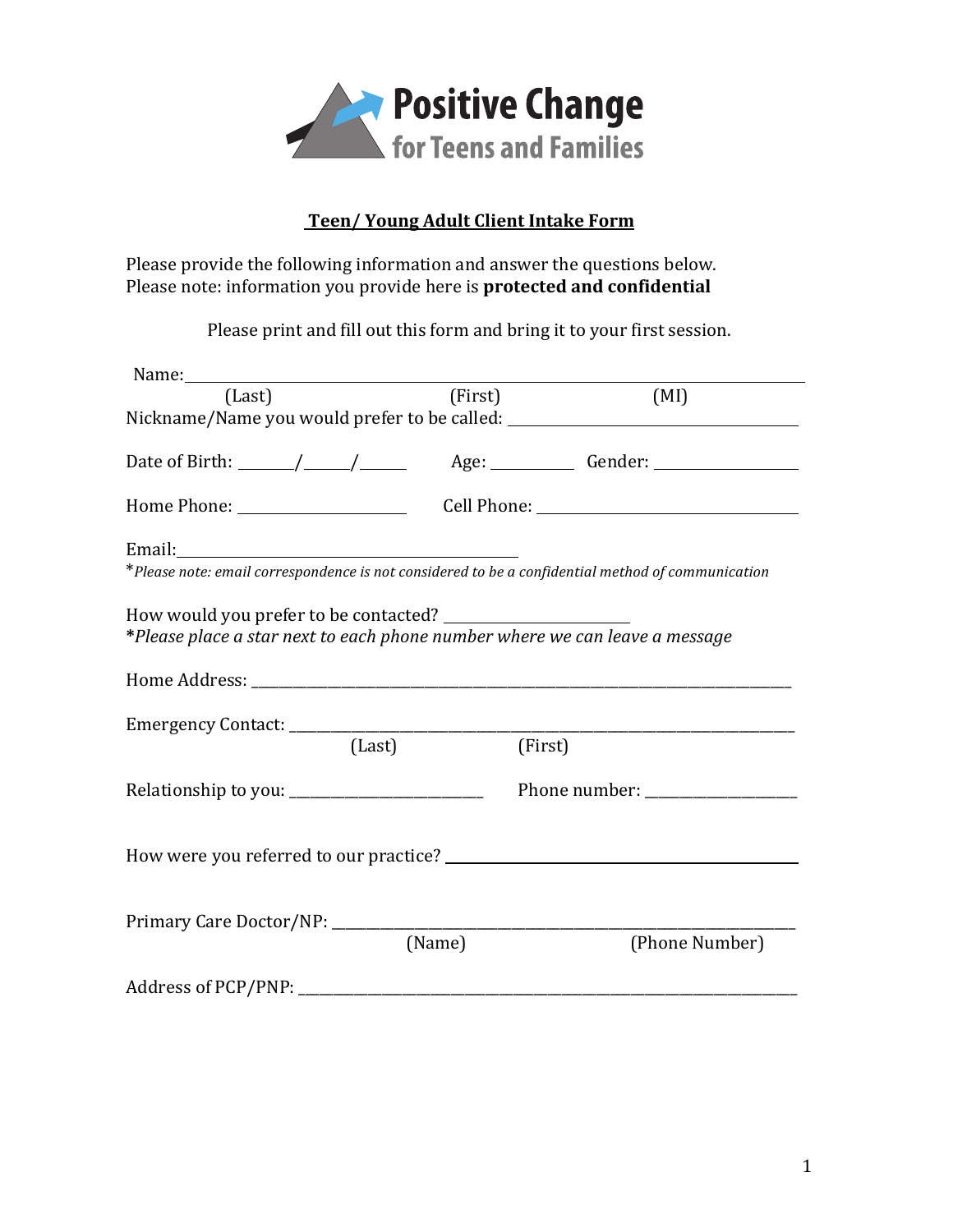Positive Change
for Teens and Families

## Teen/ Young Adult Client Intake Form

Please provide the following information and answer the questions below.
Please note: information you provide here is **protected and confidential**

Please print and fill out this form and bring it to your first session.

Name: ____________________________________________________________
(Last) (First) (MI)

Nickname/Name you would prefer to be called: ______________________

Date of Birth: ______/_____/______ Age: _________ Gender: _______________

Home Phone: ___________________ Cell Phone: ______________________________

Email: ________________________________________

*Please note: email correspondence is not considered to be a confidential method of communication*

How would you prefer to be contacted? ______________________

**\***Please place a star next to each phone number where we can leave a message*

Home Address: ____________________________________________________________

Emergency Contact: _______________________________________________________
(Last) (First)

Relationship to you: _________________________ Phone number: __________________

How were you referred to our practice? ________________________________________

Primary Care Doctor/NP: ___________________________________________________
(Name) (Phone Number)

Address of PCP/PNP: ______________________________________________________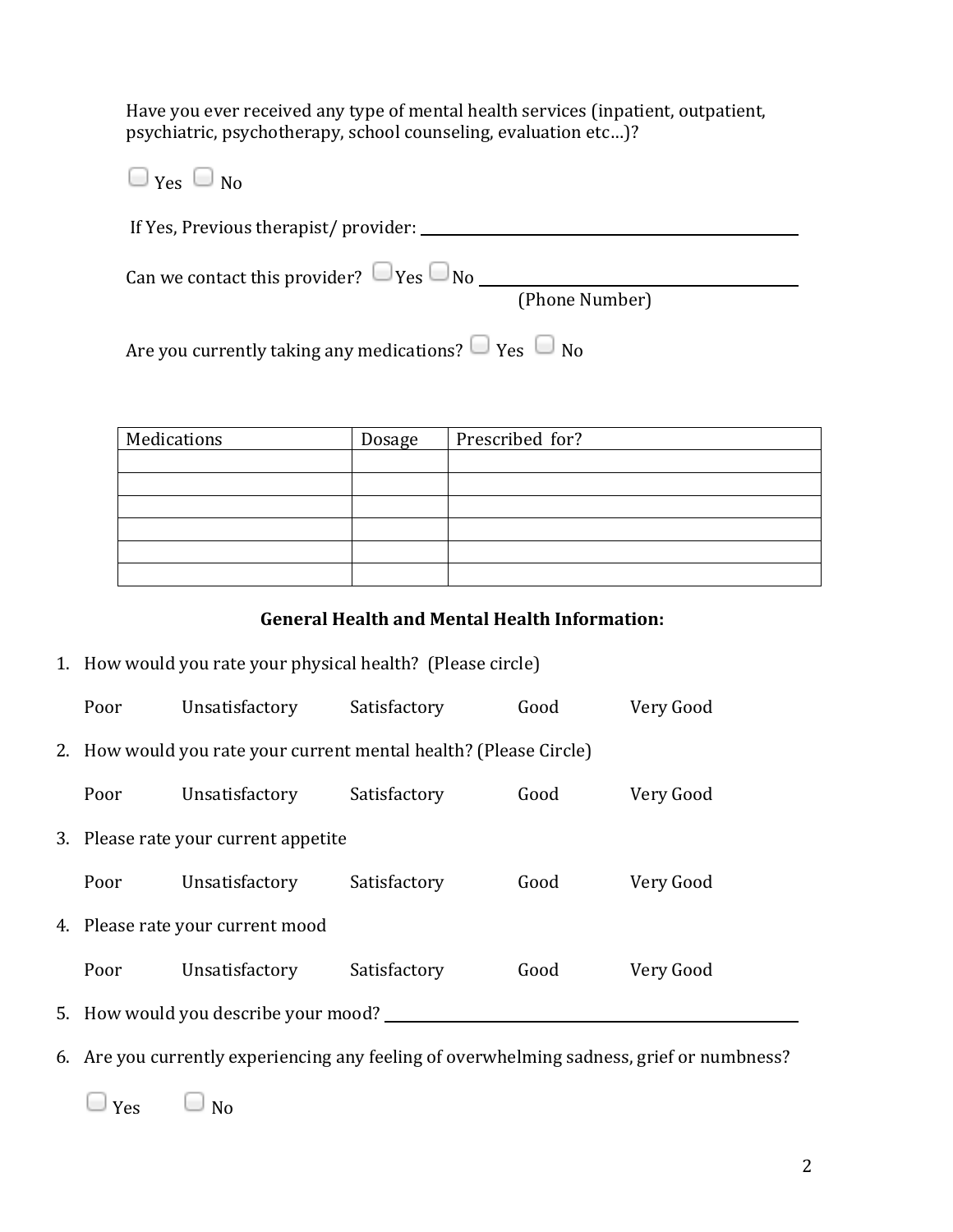Have you ever received any type of mental health services (inpatient, outpatient, psychiatric, psychotherapy, school counseling, evaluation etc…)?

☐ Yes ☐ No

If Yes, Previous therapist/ provider: ______________________________

Can we contact this provider? ☐ Yes ☐ No ______________________________
(Phone Number)

Are you currently taking any medications? ☐ Yes ☐ No

| Medications | Dosage | Prescribed for? |
|---|---|---|
| | | |
| | | |
| | | |
| | | |
| | | |
| | | |

**General Health and Mental Health Information:**

1. How would you rate your physical health? (Please circle)

   Poor Unsatisfactory Satisfactory Good Very Good

2. How would you rate your current mental health? (Please Circle)

   Poor Unsatisfactory Satisfactory Good Very Good

3. Please rate your current appetite

   Poor Unsatisfactory Satisfactory Good Very Good

4. Please rate your current mood

   Poor Unsatisfactory Satisfactory Good Very Good

5. How would you describe your mood? ______________________________

6. Are you currently experiencing any feeling of overwhelming sadness, grief or numbness?

   ☐ Yes ☐ No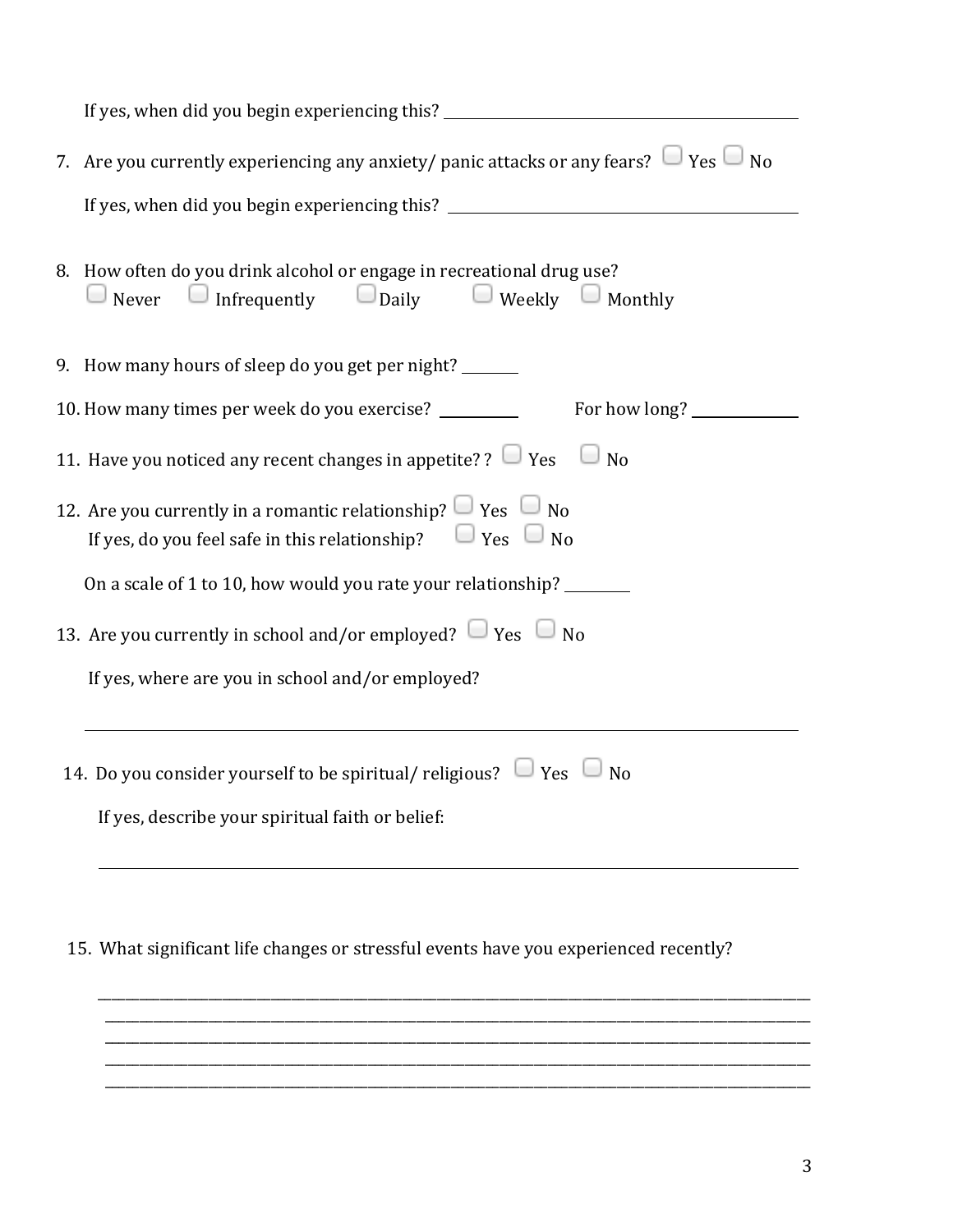If yes, when did you begin experiencing this? ____________________

7. Are you currently experiencing any anxiety/ panic attacks or any fears? ☐ Yes ☐ No

   If yes, when did you begin experiencing this? ____________________

8. How often do you drink alcohol or engage in recreational drug use?
   ☐ Never ☐ Infrequently ☐ Daily ☐ Weekly ☐ Monthly

9. How many hours of sleep do you get per night? ________

10. How many times per week do you exercise? ________ For how long? ________

11. Have you noticed any recent changes in appetite? ? ☐ Yes ☐ No

12. Are you currently in a romantic relationship? ☐ Yes ☐ No
    If yes, do you feel safe in this relationship? ☐ Yes ☐ No

    On a scale of 1 to 10, how would you rate your relationship? ________

13. Are you currently in school and/or employed? ☐ Yes ☐ No

    If yes, where are you in school and/or employed?

    ____________________

14. Do you consider yourself to be spiritual/ religious? ☐ Yes ☐ No

    If yes, describe your spiritual faith or belief:

    ____________________

15. What significant life changes or stressful events have you experienced recently?

    ____________________
    ____________________
    ____________________
    ____________________
    ____________________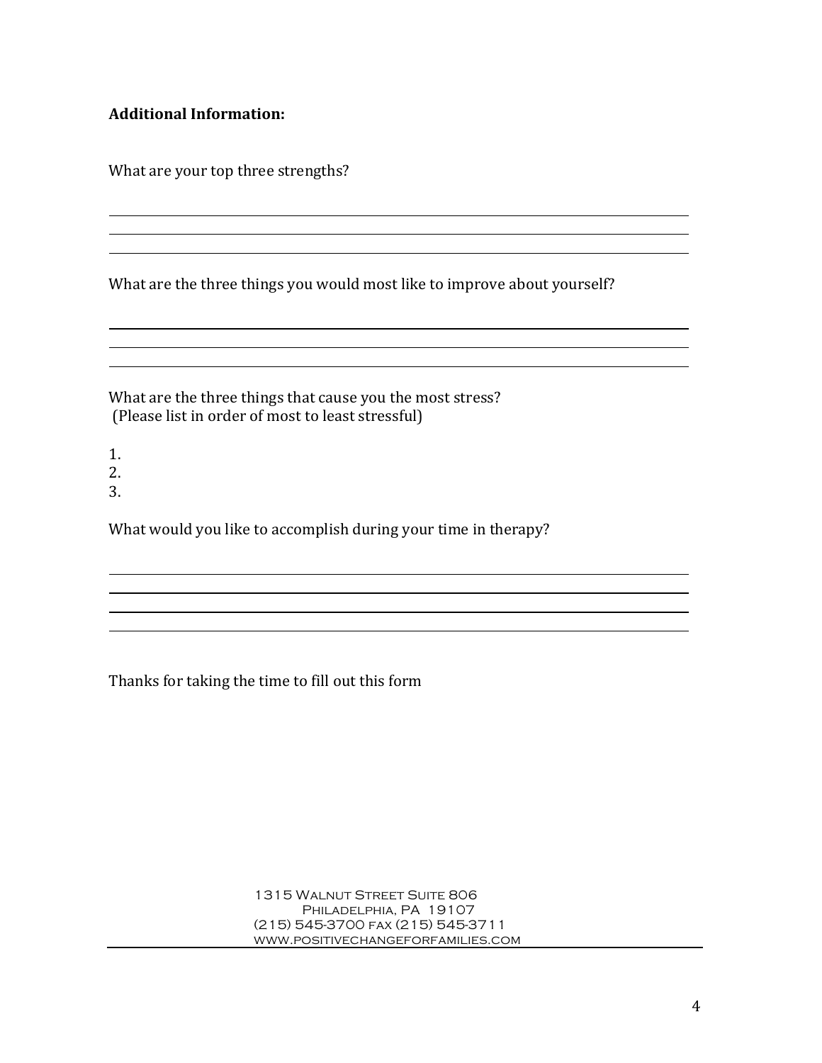**Additional Information:**

What are your top three strengths?

What are the three things you would most like to improve about yourself?

What are the three things that cause you the most stress?
(Please list in order of most to least stressful)

1.
2.
3.

What would you like to accomplish during your time in therapy?

Thanks for taking the time to fill out this form

1315 Walnut Street Suite 806
Philadelphia, PA 19107
(215) 545-3700 fax (215) 545-3711
www.positivechangeforfamilies.com